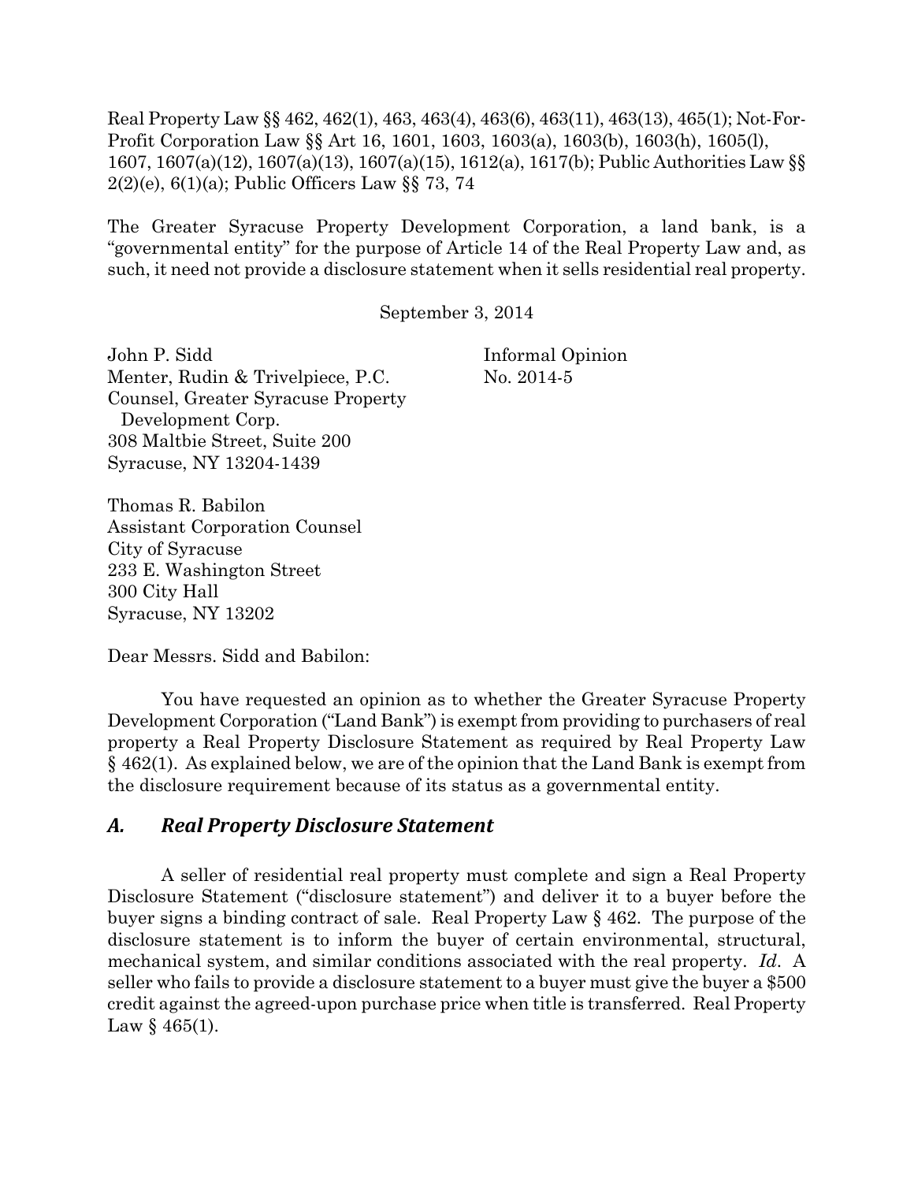Real Property Law §§ 462, 462(1), 463, 463(4), 463(6), 463(11), 463(13), 465(1); Not-For-Profit Corporation Law §§ Art 16, 1601, 1603, 1603(a), 1603(b), 1603(h), 1605(l), 1607, 1607(a)(12), 1607(a)(13), 1607(a)(15), 1612(a), 1617(b); Public Authorities Law §§ 2(2)(e), 6(1)(a); Public Officers Law §§ 73, 74

The Greater Syracuse Property Development Corporation, a land bank, is a "governmental entity" for the purpose of Article 14 of the Real Property Law and, as such, it need not provide a disclosure statement when it sells residential real property.

September 3, 2014

Informal Opinion
No. 2014-5

John P. Sidd
Menter, Rudin & Trivelpiece, P.C.
Counsel, Greater Syracuse Property Development Corp.
308 Maltbie Street, Suite 200
Syracuse, NY 13204-1439

Thomas R. Babilon
Assistant Corporation Counsel
City of Syracuse
233 E. Washington Street
300 City Hall
Syracuse, NY 13202

Dear Messrs. Sidd and Babilon:

You have requested an opinion as to whether the Greater Syracuse Property Development Corporation ("Land Bank") is exempt from providing to purchasers of real property a Real Property Disclosure Statement as required by Real Property Law § 462(1). As explained below, we are of the opinion that the Land Bank is exempt from the disclosure requirement because of its status as a governmental entity.

## *A. Real Property Disclosure Statement*

A seller of residential real property must complete and sign a Real Property Disclosure Statement ("disclosure statement") and deliver it to a buyer before the buyer signs a binding contract of sale. Real Property Law § 462. The purpose of the disclosure statement is to inform the buyer of certain environmental, structural, mechanical system, and similar conditions associated with the real property. *Id*. A seller who fails to provide a disclosure statement to a buyer must give the buyer a $500 credit against the agreed-upon purchase price when title is transferred. Real Property Law § 465(1).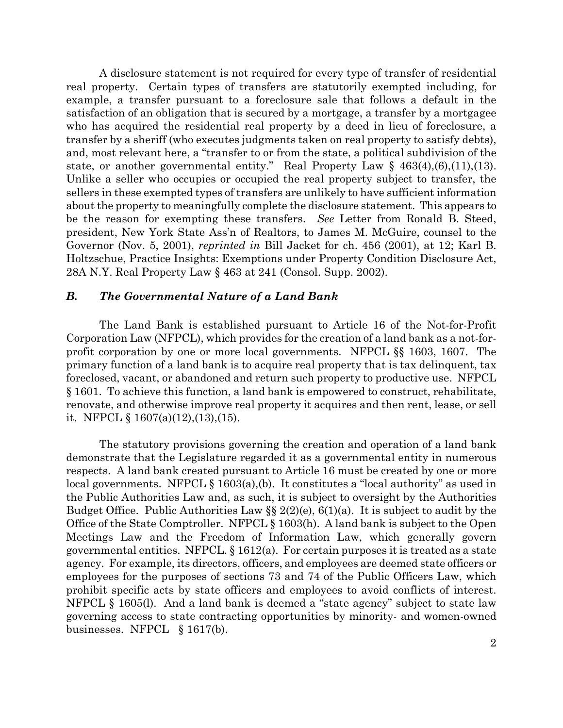A disclosure statement is not required for every type of transfer of residential real property. Certain types of transfers are statutorily exempted including, for example, a transfer pursuant to a foreclosure sale that follows a default in the satisfaction of an obligation that is secured by a mortgage, a transfer by a mortgagee who has acquired the residential real property by a deed in lieu of foreclosure, a transfer by a sheriff (who executes judgments taken on real property to satisfy debts), and, most relevant here, a "transfer to or from the state, a political subdivision of the state, or another governmental entity." Real Property Law § 463(4),(6),(11),(13). Unlike a seller who occupies or occupied the real property subject to transfer, the sellers in these exempted types of transfers are unlikely to have sufficient information about the property to meaningfully complete the disclosure statement. This appears to be the reason for exempting these transfers. *See* Letter from Ronald B. Steed, president, New York State Ass'n of Realtors, to James M. McGuire, counsel to the Governor (Nov. 5, 2001), *reprinted in* Bill Jacket for ch. 456 (2001), at 12; Karl B. Holtzschue, Practice Insights: Exemptions under Property Condition Disclosure Act, 28A N.Y. Real Property Law § 463 at 241 (Consol. Supp. 2002).

### *B. The Governmental Nature of a Land Bank*

The Land Bank is established pursuant to Article 16 of the Not-for-Profit Corporation Law (NFPCL), which provides for the creation of a land bank as a not-for-profit corporation by one or more local governments. NFPCL §§ 1603, 1607. The primary function of a land bank is to acquire real property that is tax delinquent, tax foreclosed, vacant, or abandoned and return such property to productive use. NFPCL § 1601. To achieve this function, a land bank is empowered to construct, rehabilitate, renovate, and otherwise improve real property it acquires and then rent, lease, or sell it. NFPCL § 1607(a)(12),(13),(15).

The statutory provisions governing the creation and operation of a land bank demonstrate that the Legislature regarded it as a governmental entity in numerous respects. A land bank created pursuant to Article 16 must be created by one or more local governments. NFPCL § 1603(a),(b). It constitutes a "local authority" as used in the Public Authorities Law and, as such, it is subject to oversight by the Authorities Budget Office. Public Authorities Law §§ 2(2)(e), 6(1)(a). It is subject to audit by the Office of the State Comptroller. NFPCL § 1603(h). A land bank is subject to the Open Meetings Law and the Freedom of Information Law, which generally govern governmental entities. NFPCL. § 1612(a). For certain purposes it is treated as a state agency. For example, its directors, officers, and employees are deemed state officers or employees for the purposes of sections 73 and 74 of the Public Officers Law, which prohibit specific acts by state officers and employees to avoid conflicts of interest. NFPCL § 1605(l). And a land bank is deemed a "state agency" subject to state law governing access to state contracting opportunities by minority- and women-owned businesses. NFPCL § 1617(b).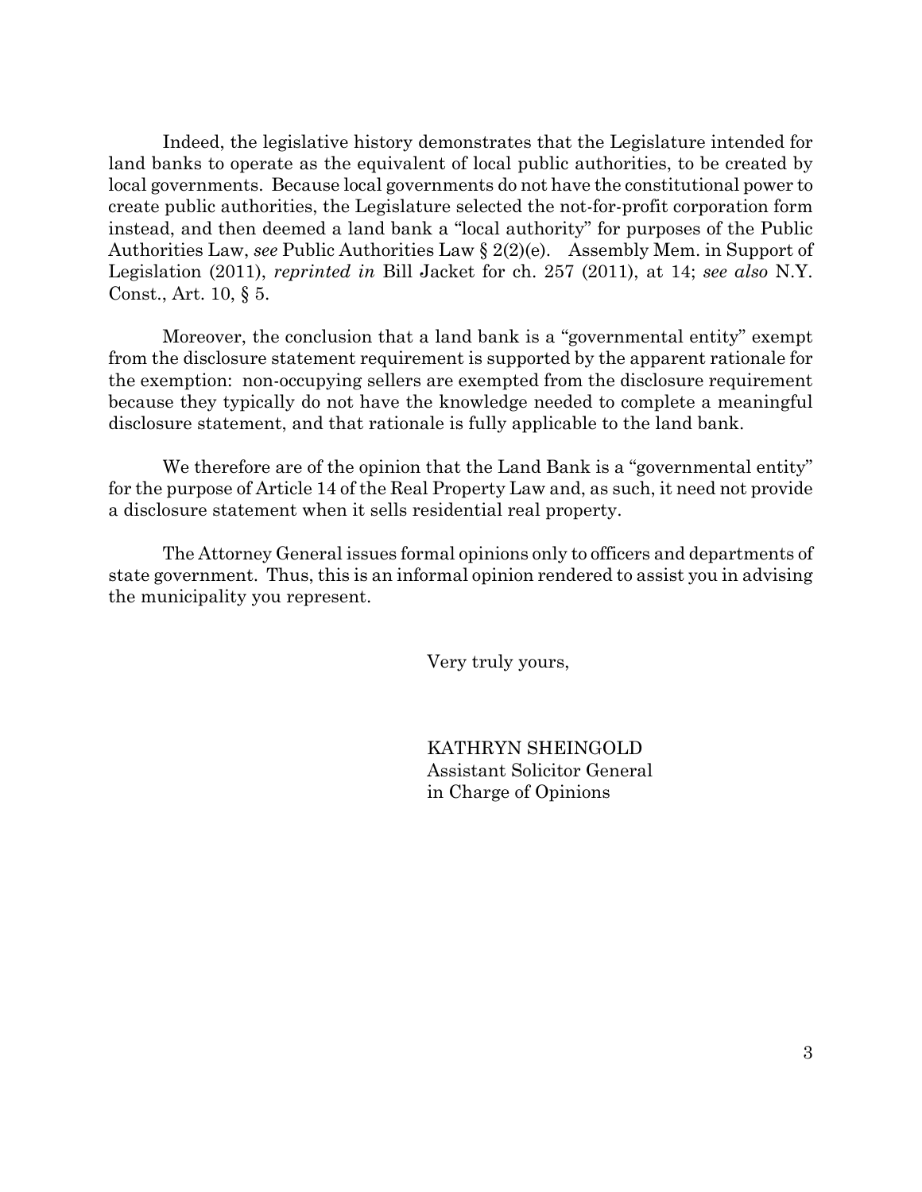Indeed, the legislative history demonstrates that the Legislature intended for land banks to operate as the equivalent of local public authorities, to be created by local governments. Because local governments do not have the constitutional power to create public authorities, the Legislature selected the not-for-profit corporation form instead, and then deemed a land bank a "local authority" for purposes of the Public Authorities Law, *see* Public Authorities Law § 2(2)(e). Assembly Mem. in Support of Legislation (2011), *reprinted in* Bill Jacket for ch. 257 (2011), at 14; *see also* N.Y. Const., Art. 10, § 5.

Moreover, the conclusion that a land bank is a "governmental entity" exempt from the disclosure statement requirement is supported by the apparent rationale for the exemption: non-occupying sellers are exempted from the disclosure requirement because they typically do not have the knowledge needed to complete a meaningful disclosure statement, and that rationale is fully applicable to the land bank.

We therefore are of the opinion that the Land Bank is a "governmental entity" for the purpose of Article 14 of the Real Property Law and, as such, it need not provide a disclosure statement when it sells residential real property.

The Attorney General issues formal opinions only to officers and departments of state government. Thus, this is an informal opinion rendered to assist you in advising the municipality you represent.

Very truly yours,

KATHRYN SHEINGOLD
Assistant Solicitor General
in Charge of Opinions